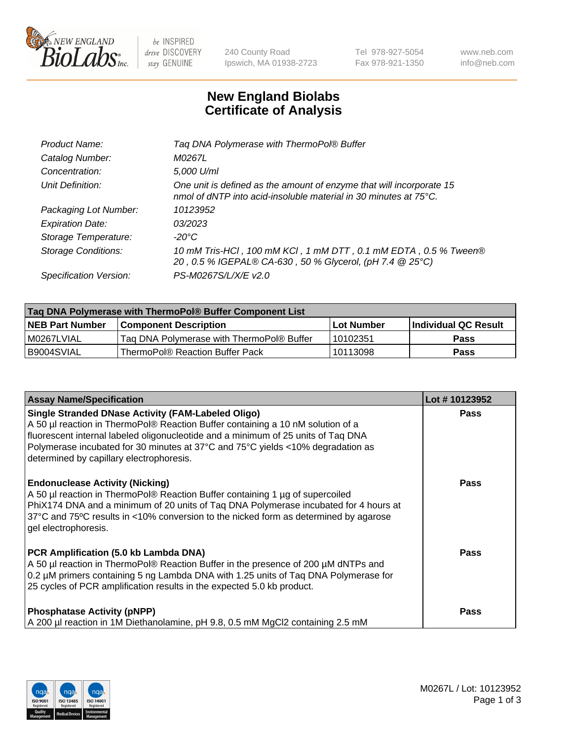# New England Biolabs
# Certificate of Analysis

| | |
|---|---|
| *Product Name:* | *Taq DNA Polymerase with ThermoPol® Buffer* |
| *Catalog Number:* | *M0267L* |
| *Concentration:* | *5,000 U/ml* |
| *Unit Definition:* | *One unit is defined as the amount of enzyme that will incorporate 15 nmol of dNTP into acid-insoluble material in 30 minutes at 75°C.* |
| *Packaging Lot Number:* | *10123952* |
| *Expiration Date:* | *03/2023* |
| *Storage Temperature:* | *-20°C* |
| *Storage Conditions:* | *10 mM Tris-HCl , 100 mM KCl , 1 mM DTT , 0.1 mM EDTA , 0.5 % Tween® 20 , 0.5 % IGEPAL® CA-630 , 50 % Glycerol, (pH 7.4 @ 25°C)* |
| *Specification Version:* | *PS-M0267S/L/X/E v2.0* |

| Taq DNA Polymerase with ThermoPol® Buffer Component List | | | |
|---|---|---|---|
| **NEB Part Number** | **Component Description** | **Lot Number** | **Individual QC Result** |
| M0267LVIAL | Taq DNA Polymerase with ThermoPol® Buffer | 10102351 | **Pass** |
| B9004SVIAL | ThermoPol® Reaction Buffer Pack | 10113098 | **Pass** |

| Assay Name/Specification | Lot # 10123952 |
|---|---|
| **Single Stranded DNase Activity (FAM-Labeled Oligo)**<br>A 50 µl reaction in ThermoPol® Reaction Buffer containing a 10 nM solution of a fluorescent internal labeled oligonucleotide and a minimum of 25 units of Taq DNA Polymerase incubated for 30 minutes at 37°C and 75°C yields <10% degradation as determined by capillary electrophoresis. | **Pass** |
| **Endonuclease Activity (Nicking)**<br>A 50 µl reaction in ThermoPol® Reaction Buffer containing 1 µg of supercoiled PhiX174 DNA and a minimum of 20 units of Taq DNA Polymerase incubated for 4 hours at 37°C and 75ºC results in <10% conversion to the nicked form as determined by agarose gel electrophoresis. | **Pass** |
| **PCR Amplification (5.0 kb Lambda DNA)**<br>A 50 µl reaction in ThermoPol® Reaction Buffer in the presence of 200 µM dNTPs and 0.2 µM primers containing 5 ng Lambda DNA with 1.25 units of Taq DNA Polymerase for 25 cycles of PCR amplification results in the expected 5.0 kb product. | **Pass** |
| **Phosphatase Activity (pNPP)**<br>A 200 µl reaction in 1M Diethanolamine, pH 9.8, 0.5 mM MgCl2 containing 2.5 mM | **Pass** |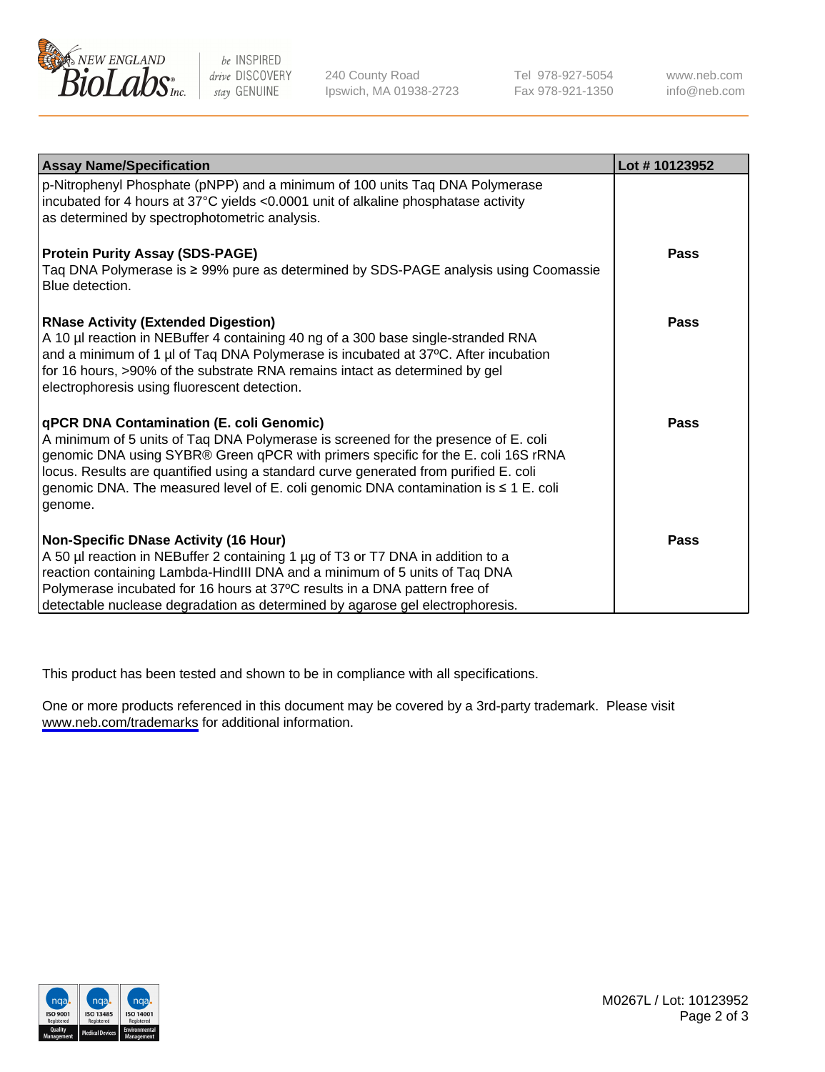| Assay Name/Specification | Lot # 10123952 |
|---|---|
| p-Nitrophenyl Phosphate (pNPP) and a minimum of 100 units Taq DNA Polymerase incubated for 4 hours at 37°C yields <0.0001 unit of alkaline phosphatase activity as determined by spectrophotometric analysis. | |
| **Protein Purity Assay (SDS-PAGE)**<br>Taq DNA Polymerase is ≥ 99% pure as determined by SDS-PAGE analysis using Coomassie Blue detection. | **Pass** |
| **RNase Activity (Extended Digestion)**<br>A 10 µl reaction in NEBuffer 4 containing 40 ng of a 300 base single-stranded RNA and a minimum of 1 µl of Taq DNA Polymerase is incubated at 37ºC. After incubation for 16 hours, >90% of the substrate RNA remains intact as determined by gel electrophoresis using fluorescent detection. | **Pass** |
| **qPCR DNA Contamination (E. coli Genomic)**<br>A minimum of 5 units of Taq DNA Polymerase is screened for the presence of E. coli genomic DNA using SYBR® Green qPCR with primers specific for the E. coli 16S rRNA locus. Results are quantified using a standard curve generated from purified E. coli genomic DNA. The measured level of E. coli genomic DNA contamination is ≤ 1 E. coli genome. | **Pass** |
| **Non-Specific DNase Activity (16 Hour)**<br>A 50 µl reaction in NEBuffer 2 containing 1 µg of T3 or T7 DNA in addition to a reaction containing Lambda-HindIII DNA and a minimum of 5 units of Taq DNA Polymerase incubated for 16 hours at 37ºC results in a DNA pattern free of detectable nuclease degradation as determined by agarose gel electrophoresis. | **Pass** |

This product has been tested and shown to be in compliance with all specifications.

One or more products referenced in this document may be covered by a 3rd-party trademark. Please visit www.neb.com/trademarks for additional information.

M0267L / Lot: 10123952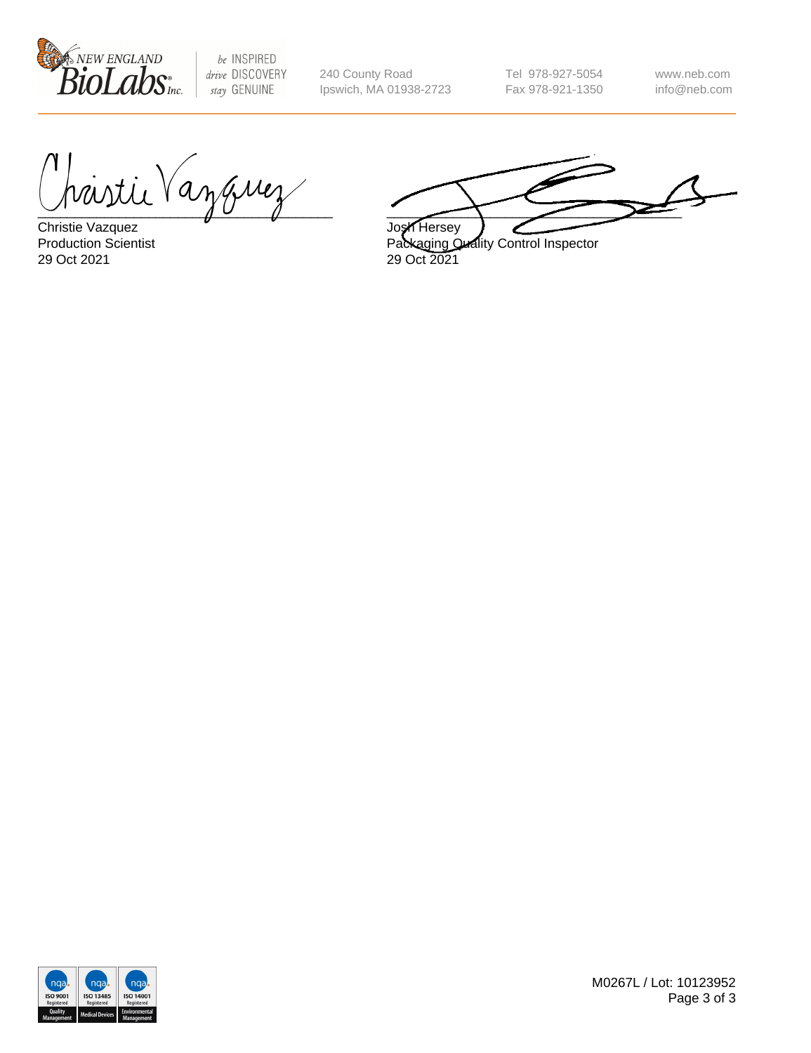Christie Vazquez
Production Scientist
29 Oct 2021

Josh Hersey
Packaging Quality Control Inspector
29 Oct 2021

M0267L / Lot: 10123952